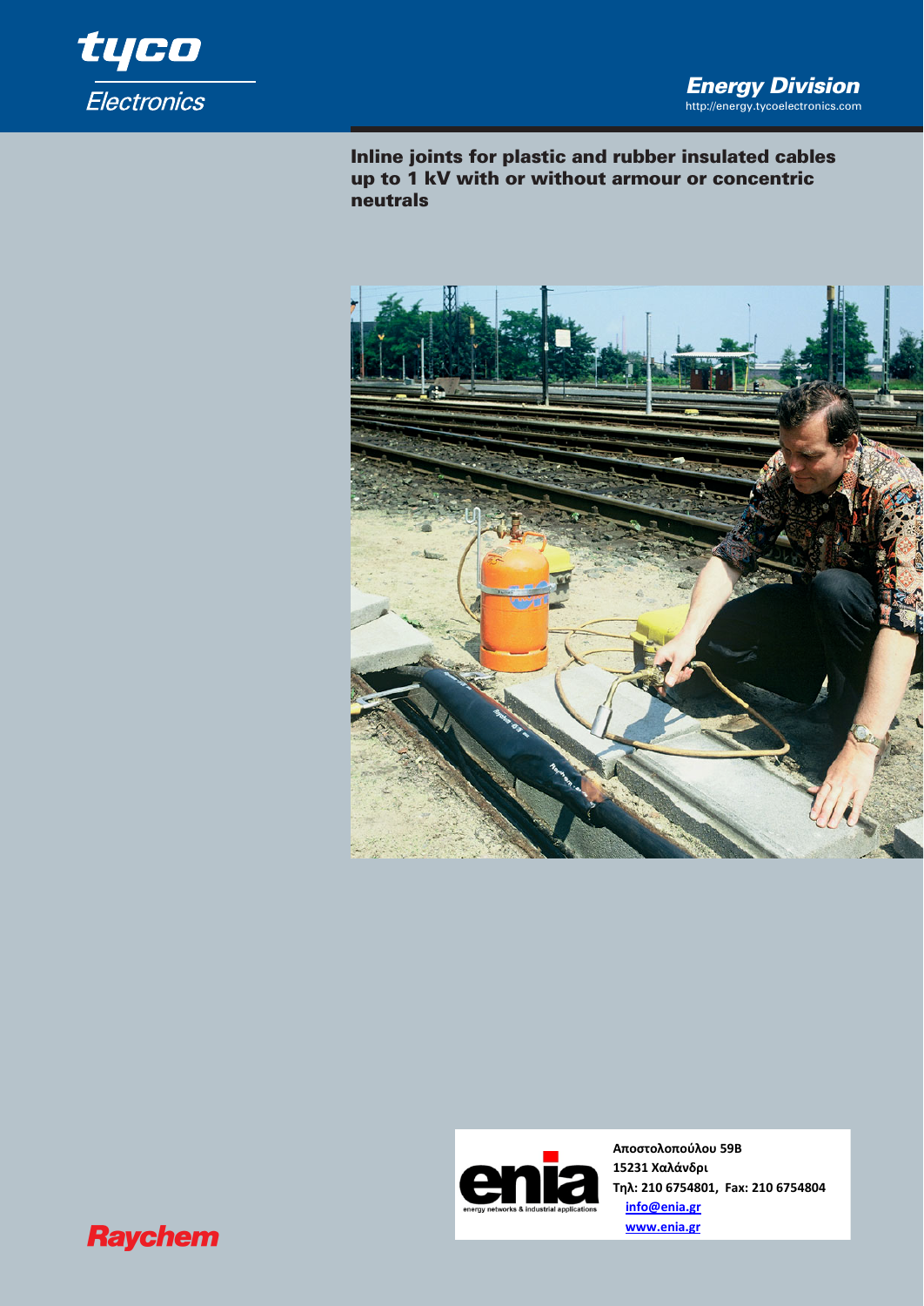tyco Electronics

Energy Division
http://energy.tycoelectronics.com

# Inline joints for plastic and rubber insulated cables up to 1 kV with or without armour or concentric neutrals

enia
energy networks & industrial applications

**Αποστολοπούλου 59Β**
**15231 Χαλάνδρι**
**Τηλ: 210 6754801, Fax: 210 6754804**
**info@enia.gr**
**www.enia.gr**

Raychem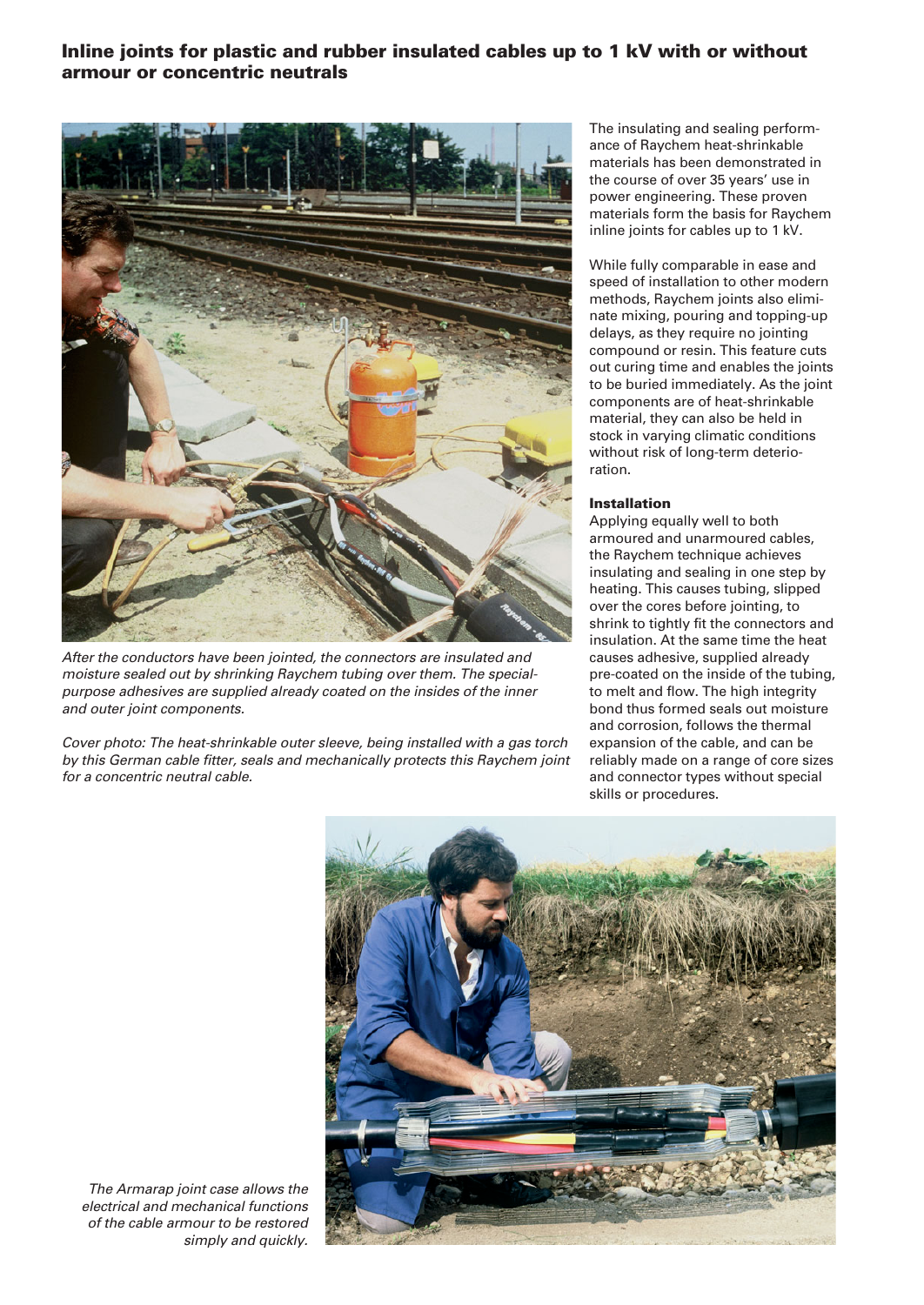## Inline joints for plastic and rubber insulated cables up to 1 kV with or without armour or concentric neutrals

*After the conductors have been jointed, the connectors are insulated and moisture sealed out by shrinking Raychem tubing over them. The special-purpose adhesives are supplied already coated on the insides of the inner and outer joint components.*

*Cover photo: The heat-shrinkable outer sleeve, being installed with a gas torch by this German cable fitter, seals and mechanically protects this Raychem joint for a concentric neutral cable.*

The insulating and sealing performance of Raychem heat-shrinkable materials has been demonstrated in the course of over 35 years' use in power engineering. These proven materials form the basis for Raychem inline joints for cables up to 1 kV.

While fully comparable in ease and speed of installation to other modern methods, Raychem joints also eliminate mixing, pouring and topping-up delays, as they require no jointing compound or resin. This feature cuts out curing time and enables the joints to be buried immediately. As the joint components are of heat-shrinkable material, they can also be held in stock in varying climatic conditions without risk of long-term deterioration.

### Installation

Applying equally well to both armoured and unarmoured cables, the Raychem technique achieves insulating and sealing in one step by heating. This causes tubing, slipped over the cores before jointing, to shrink to tightly fit the connectors and insulation. At the same time the heat causes adhesive, supplied already pre-coated on the inside of the tubing, to melt and flow. The high integrity bond thus formed seals out moisture and corrosion, follows the thermal expansion of the cable, and can be reliably made on a range of core sizes and connector types without special skills or procedures.

*The Armarap joint case allows the electrical and mechanical functions of the cable armour to be restored simply and quickly.*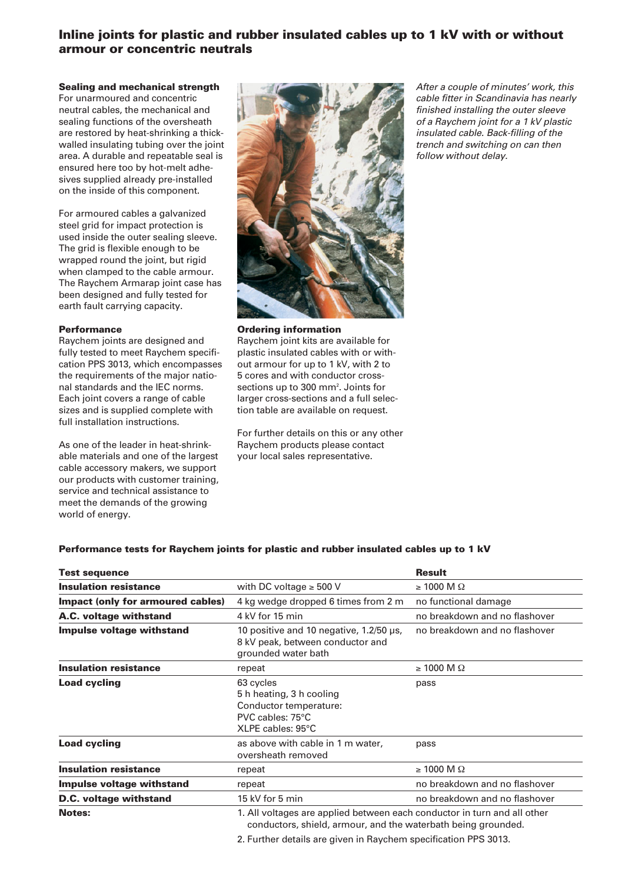# Inline joints for plastic and rubber insulated cables up to 1 kV with or without armour or concentric neutrals

**Sealing and mechanical strength**
For unarmoured and concentric neutral cables, the mechanical and sealing functions of the oversheath are restored by heat-shrinking a thick-walled insulating tubing over the joint area. A durable and repeatable seal is ensured here too by hot-melt adhesives supplied already pre-installed on the inside of this component.

For armoured cables a galvanized steel grid for impact protection is used inside the outer sealing sleeve. The grid is flexible enough to be wrapped round the joint, but rigid when clamped to the cable armour. The Raychem Armarap joint case has been designed and fully tested for earth fault carrying capacity.

**Performance**
Raychem joints are designed and fully tested to meet Raychem specification PPS 3013, which encompasses the requirements of the major national standards and the IEC norms. Each joint covers a range of cable sizes and is supplied complete with full installation instructions.

As one of the leader in heat-shrinkable materials and one of the largest cable accessory makers, we support our products with customer training, service and technical assistance to meet the demands of the growing world of energy.

**Ordering information**
Raychem joint kits are available for plastic insulated cables with or without armour for up to 1 kV, with 2 to 5 cores and with conductor cross-sections up to 300 mm². Joints for larger cross-sections and a full selection table are available on request.

For further details on this or any other Raychem products please contact your local sales representative.

*After a couple of minutes' work, this cable fitter in Scandinavia has nearly finished installing the outer sleeve of a Raychem joint for a 1 kV plastic insulated cable. Back-filling of the trench and switching on can then follow without delay.*

**Performance tests for Raychem joints for plastic and rubber insulated cables up to 1 kV**

| **Test sequence** | | **Result** |
|---|---|---|
| **Insulation resistance** | with DC voltage ≥ 500 V | ≥ 1000 M Ω |
| **Impact (only for armoured cables)** | 4 kg wedge dropped 6 times from 2 m | no functional damage |
| **A.C. voltage withstand** | 4 kV for 15 min | no breakdown and no flashover |
| **Impulse voltage withstand** | 10 positive and 10 negative, 1.2/50 µs, 8 kV peak, between conductor and grounded water bath | no breakdown and no flashover |
| **Insulation resistance** | repeat | ≥ 1000 M Ω |
| **Load cycling** | 63 cycles<br>5 h heating, 3 h cooling<br>Conductor temperature:<br>PVC cables: 75°C<br>XLPE cables: 95°C | pass |
| **Load cycling** | as above with cable in 1 m water, oversheath removed | pass |
| **Insulation resistance** | repeat | ≥ 1000 M Ω |
| **Impulse voltage withstand** | repeat | no breakdown and no flashover |
| **D.C. voltage withstand** | 15 kV for 5 min | no breakdown and no flashover |

**Notes:**
1. All voltages are applied between each conductor in turn and all other conductors, shield, armour, and the waterbath being grounded.
2. Further details are given in Raychem specification PPS 3013.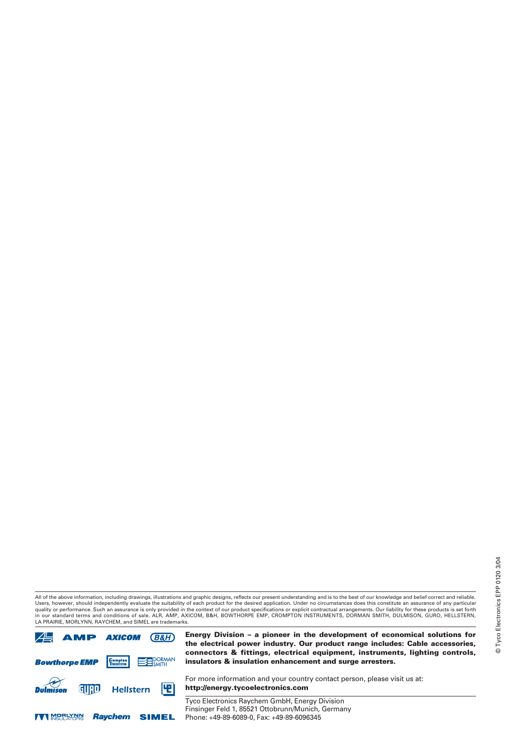All of the above information, including drawings, illustrations and graphic designs, reflects our present understanding and is to the best of our knowledge and belief correct and reliable. Users, however, should independently evaluate the suitability of each product for the desired application. Under no circumstances does this constitute an assurance of any particular quality or performance. Such an assurance is only provided in the context of our product specifications or explicit contractual arrangements. Our liability for these products is set forth in our standard terms and conditions of sale. ALR, AMP, AXICOM, B&H, BOWTHORPE EMP, CROMPTON INSTRUMENTS, DORMAN SMITH, DULMISON, GURO, HELLSTERN, LA PRAIRIE, MORLYNN, RAYCHEM, and SIMEL are trademarks.

AMP AXICOM B&H

Bowthorpe EMP Crompton DORMAN SMITH

Dulmison GURO Hellstern

MORLYNN INSULATORS Raychem SIMEL

**Energy Division – a pioneer in the development of economical solutions for the electrical power industry. Our product range includes: Cable accessories, connectors & fittings, electrical equipment, instruments, lighting controls, insulators & insulation enhancement and surge arresters.**

For more information and your country contact person, please visit us at:
**http://energy.tycoelectronics.com**

Tyco Electronics Raychem GmbH, Energy Division
Finsinger Feld 1, 85521 Ottobrunn/Munich, Germany
Phone: +49-89-6089-0, Fax: +49-89-6096345

© Tyco Electronics EPP 0120 3/04